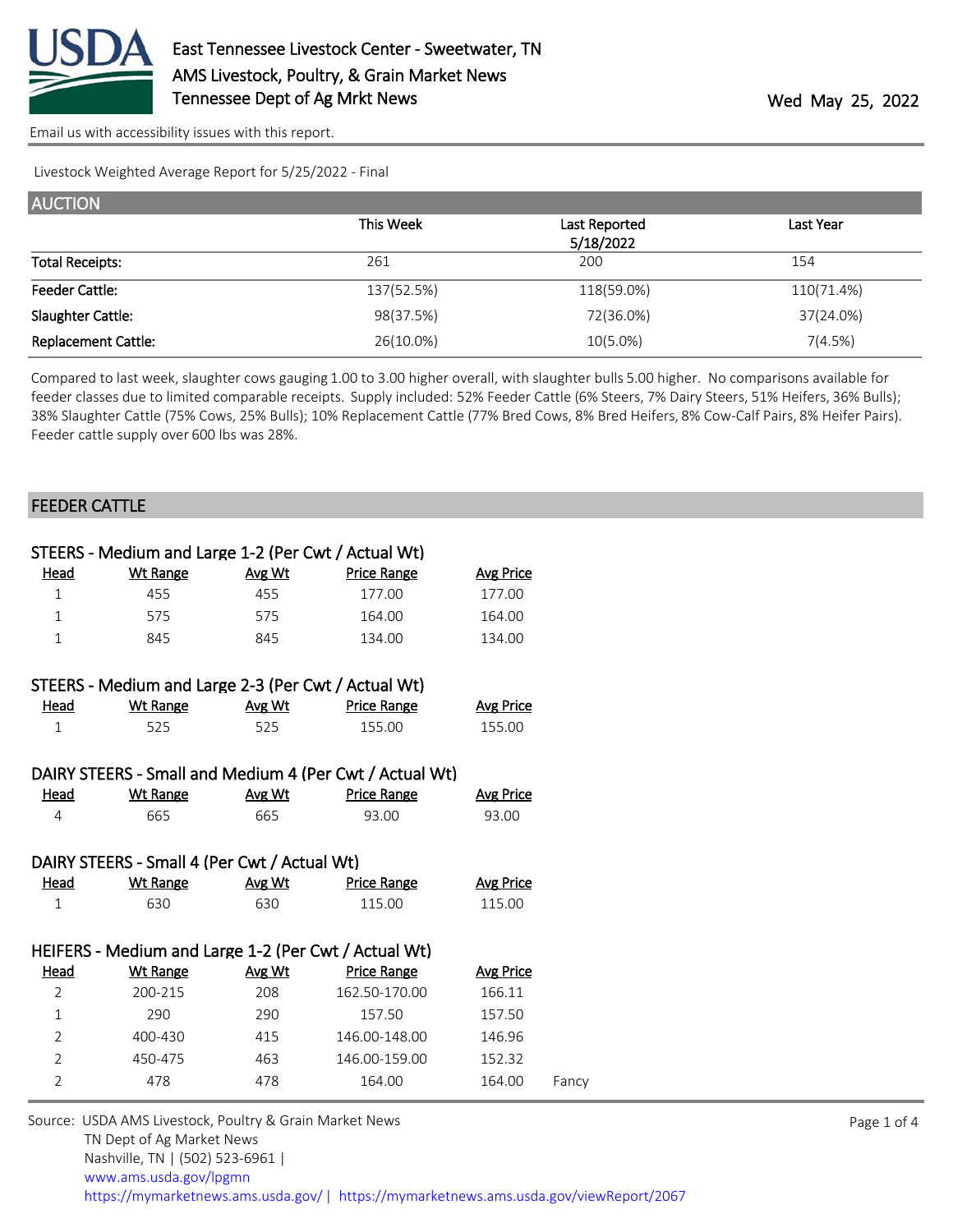# East Tennessee Livestock Center - Sweetwater, TN

AMS Livestock, Poultry, & Grain Market News

Tennessee Dept of Ag Mrkt News

Wed May 25, 2022

Email us with accessibility issues with this report.

Livestock Weighted Average Report for 5/25/2022 - Final

## AUCTION

| | This Week | Last Reported 5/18/2022 | Last Year |
|---|---|---|---|
| Total Receipts: | 261 | 200 | 154 |
| Feeder Cattle: | 137(52.5%) | 118(59.0%) | 110(71.4%) |
| Slaughter Cattle: | 98(37.5%) | 72(36.0%) | 37(24.0%) |
| Replacement Cattle: | 26(10.0%) | 10(5.0%) | 7(4.5%) |

Compared to last week, slaughter cows gauging 1.00 to 3.00 higher overall, with slaughter bulls 5.00 higher. No comparisons available for feeder classes due to limited comparable receipts. Supply included: 52% Feeder Cattle (6% Steers, 7% Dairy Steers, 51% Heifers, 36% Bulls); 38% Slaughter Cattle (75% Cows, 25% Bulls); 10% Replacement Cattle (77% Bred Cows, 8% Bred Heifers, 8% Cow-Calf Pairs, 8% Heifer Pairs). Feeder cattle supply over 600 lbs was 28%.

## FEEDER CATTLE

### STEERS - Medium and Large 1-2 (Per Cwt / Actual Wt)

| Head | Wt Range | Avg Wt | Price Range | Avg Price |
|---|---|---|---|---|
| 1 | 455 | 455 | 177.00 | 177.00 |
| 1 | 575 | 575 | 164.00 | 164.00 |
| 1 | 845 | 845 | 134.00 | 134.00 |

### STEERS - Medium and Large 2-3 (Per Cwt / Actual Wt)

| Head | Wt Range | Avg Wt | Price Range | Avg Price |
|---|---|---|---|---|
| 1 | 525 | 525 | 155.00 | 155.00 |

### DAIRY STEERS - Small and Medium 4 (Per Cwt / Actual Wt)

| Head | Wt Range | Avg Wt | Price Range | Avg Price |
|---|---|---|---|---|
| 4 | 665 | 665 | 93.00 | 93.00 |

### DAIRY STEERS - Small 4 (Per Cwt / Actual Wt)

| Head | Wt Range | Avg Wt | Price Range | Avg Price |
|---|---|---|---|---|
| 1 | 630 | 630 | 115.00 | 115.00 |

### HEIFERS - Medium and Large 1-2 (Per Cwt / Actual Wt)

| Head | Wt Range | Avg Wt | Price Range | Avg Price | |
|---|---|---|---|---|---|
| 2 | 200-215 | 208 | 162.50-170.00 | 166.11 | |
| 1 | 290 | 290 | 157.50 | 157.50 | |
| 2 | 400-430 | 415 | 146.00-148.00 | 146.96 | |
| 2 | 450-475 | 463 | 146.00-159.00 | 152.32 | |
| 2 | 478 | 478 | 164.00 | 164.00 | Fancy |

Source: USDA AMS Livestock, Poultry & Grain Market News
TN Dept of Ag Market News
Nashville, TN | (502) 523-6961 |
www.ams.usda.gov/lpgmn
https://mymarketnews.ams.usda.gov/ | https://mymarketnews.ams.usda.gov/viewReport/2067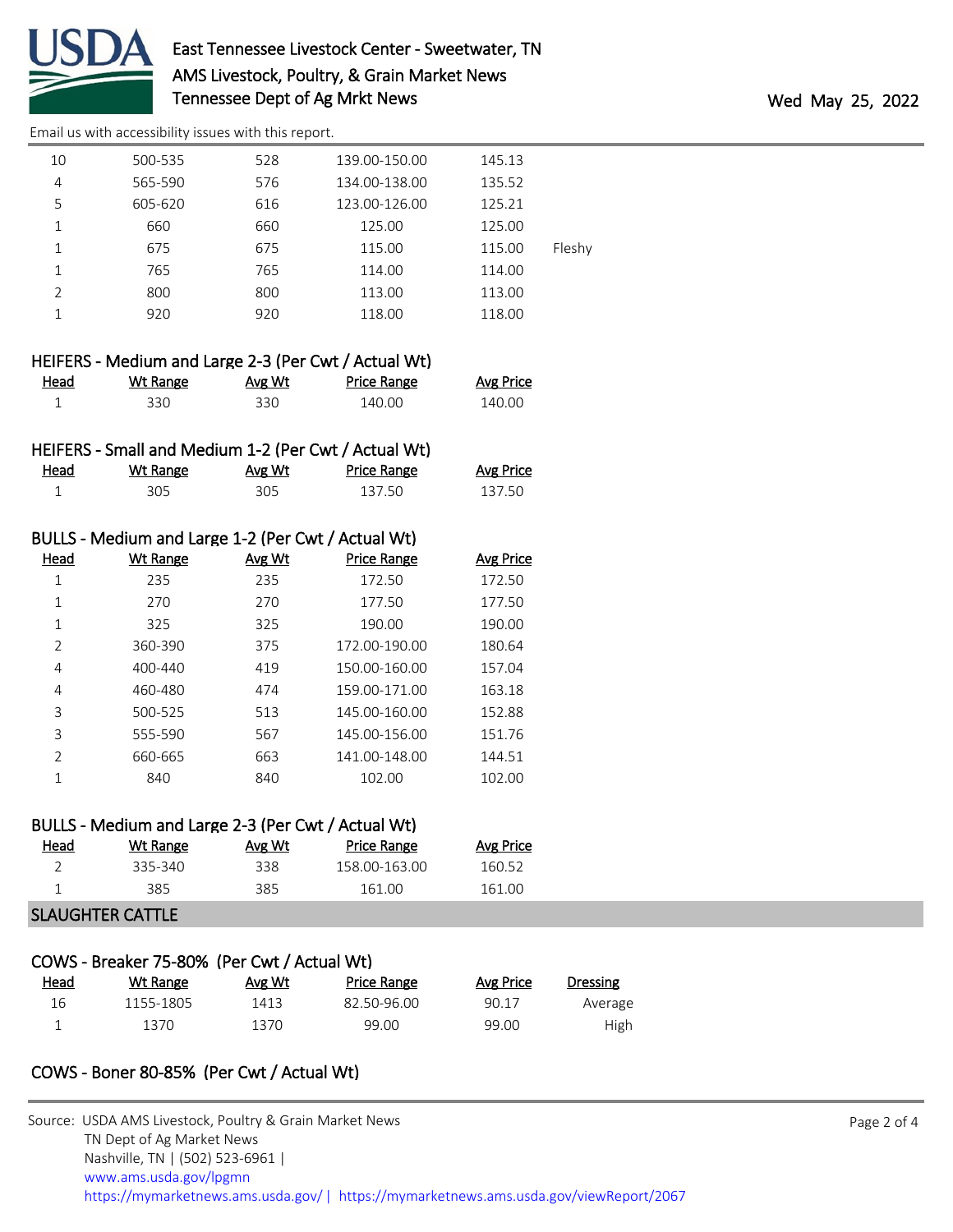| Head | Wt Range | Avg Wt | Price Range | Avg Price | |
|---|---|---|---|---|---|
| 10 | 500-535 | 528 | 139.00-150.00 | 145.13 | |
| 4 | 565-590 | 576 | 134.00-138.00 | 135.52 | |
| 5 | 605-620 | 616 | 123.00-126.00 | 125.21 | |
| 1 | 660 | 660 | 125.00 | 125.00 | |
| 1 | 675 | 675 | 115.00 | 115.00 | Fleshy |
| 1 | 765 | 765 | 114.00 | 114.00 | |
| 2 | 800 | 800 | 113.00 | 113.00 | |
| 1 | 920 | 920 | 118.00 | 118.00 | |

### HEIFERS - Medium and Large 2-3 (Per Cwt / Actual Wt)

| Head | Wt Range | Avg Wt | Price Range | Avg Price |
|---|---|---|---|---|
| 1 | 330 | 330 | 140.00 | 140.00 |

### HEIFERS - Small and Medium 1-2 (Per Cwt / Actual Wt)

| Head | Wt Range | Avg Wt | Price Range | Avg Price |
|---|---|---|---|---|
| 1 | 305 | 305 | 137.50 | 137.50 |

### BULLS - Medium and Large 1-2 (Per Cwt / Actual Wt)

| Head | Wt Range | Avg Wt | Price Range | Avg Price |
|---|---|---|---|---|
| 1 | 235 | 235 | 172.50 | 172.50 |
| 1 | 270 | 270 | 177.50 | 177.50 |
| 1 | 325 | 325 | 190.00 | 190.00 |
| 2 | 360-390 | 375 | 172.00-190.00 | 180.64 |
| 4 | 400-440 | 419 | 150.00-160.00 | 157.04 |
| 4 | 460-480 | 474 | 159.00-171.00 | 163.18 |
| 3 | 500-525 | 513 | 145.00-160.00 | 152.88 |
| 3 | 555-590 | 567 | 145.00-156.00 | 151.76 |
| 2 | 660-665 | 663 | 141.00-148.00 | 144.51 |
| 1 | 840 | 840 | 102.00 | 102.00 |

### BULLS - Medium and Large 2-3 (Per Cwt / Actual Wt)

| Head | Wt Range | Avg Wt | Price Range | Avg Price |
|---|---|---|---|---|
| 2 | 335-340 | 338 | 158.00-163.00 | 160.52 |
| 1 | 385 | 385 | 161.00 | 161.00 |

## SLAUGHTER CATTLE

### COWS - Breaker 75-80% (Per Cwt / Actual Wt)

| Head | Wt Range | Avg Wt | Price Range | Avg Price | Dressing |
|---|---|---|---|---|---|
| 16 | 1155-1805 | 1413 | 82.50-96.00 | 90.17 | Average |
| 1 | 1370 | 1370 | 99.00 | 99.00 | High |

### COWS - Boner 80-85% (Per Cwt / Actual Wt)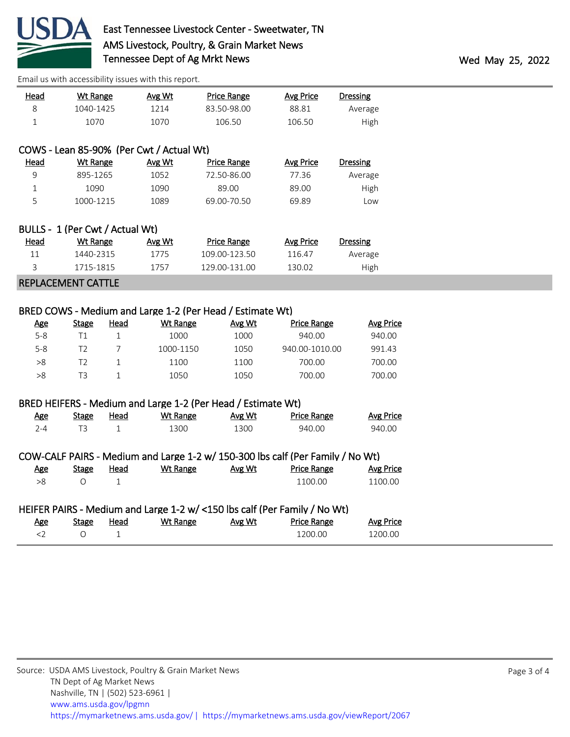| Head | Wt Range | Avg Wt | Price Range | Avg Price | Dressing |
|---|---|---|---|---|---|
| 8 | 1040-1425 | 1214 | 83.50-98.00 | 88.81 | Average |
| 1 | 1070 | 1070 | 106.50 | 106.50 | High |

### COWS - Lean 85-90% (Per Cwt / Actual Wt)

| Head | Wt Range | Avg Wt | Price Range | Avg Price | Dressing |
|---|---|---|---|---|---|
| 9 | 895-1265 | 1052 | 72.50-86.00 | 77.36 | Average |
| 1 | 1090 | 1090 | 89.00 | 89.00 | High |
| 5 | 1000-1215 | 1089 | 69.00-70.50 | 69.89 | Low |

### BULLS - 1 (Per Cwt / Actual Wt)

| Head | Wt Range | Avg Wt | Price Range | Avg Price | Dressing |
|---|---|---|---|---|---|
| 11 | 1440-2315 | 1775 | 109.00-123.50 | 116.47 | Average |
| 3 | 1715-1815 | 1757 | 129.00-131.00 | 130.02 | High |

## REPLACEMENT CATTLE

### BRED COWS - Medium and Large 1-2 (Per Head / Estimate Wt)

| Age | Stage | Head | Wt Range | Avg Wt | Price Range | Avg Price |
|---|---|---|---|---|---|---|
| 5-8 | T1 | 1 | 1000 | 1000 | 940.00 | 940.00 |
| 5-8 | T2 | 7 | 1000-1150 | 1050 | 940.00-1010.00 | 991.43 |
| >8 | T2 | 1 | 1100 | 1100 | 700.00 | 700.00 |
| >8 | T3 | 1 | 1050 | 1050 | 700.00 | 700.00 |

### BRED HEIFERS - Medium and Large 1-2 (Per Head / Estimate Wt)

| Age | Stage | Head | Wt Range | Avg Wt | Price Range | Avg Price |
|---|---|---|---|---|---|---|
| 2-4 | T3 | 1 | 1300 | 1300 | 940.00 | 940.00 |

### COW-CALF PAIRS - Medium and Large 1-2 w/ 150-300 lbs calf (Per Family / No Wt)

| Age | Stage | Head | Wt Range | Avg Wt | Price Range | Avg Price |
|---|---|---|---|---|---|---|
| >8 | O | 1 | | | 1100.00 | 1100.00 |

### HEIFER PAIRS - Medium and Large 1-2 w/ <150 lbs calf (Per Family / No Wt)

| Age | Stage | Head | Wt Range | Avg Wt | Price Range | Avg Price |
|---|---|---|---|---|---|---|
| <2 | O | 1 | | | 1200.00 | 1200.00 |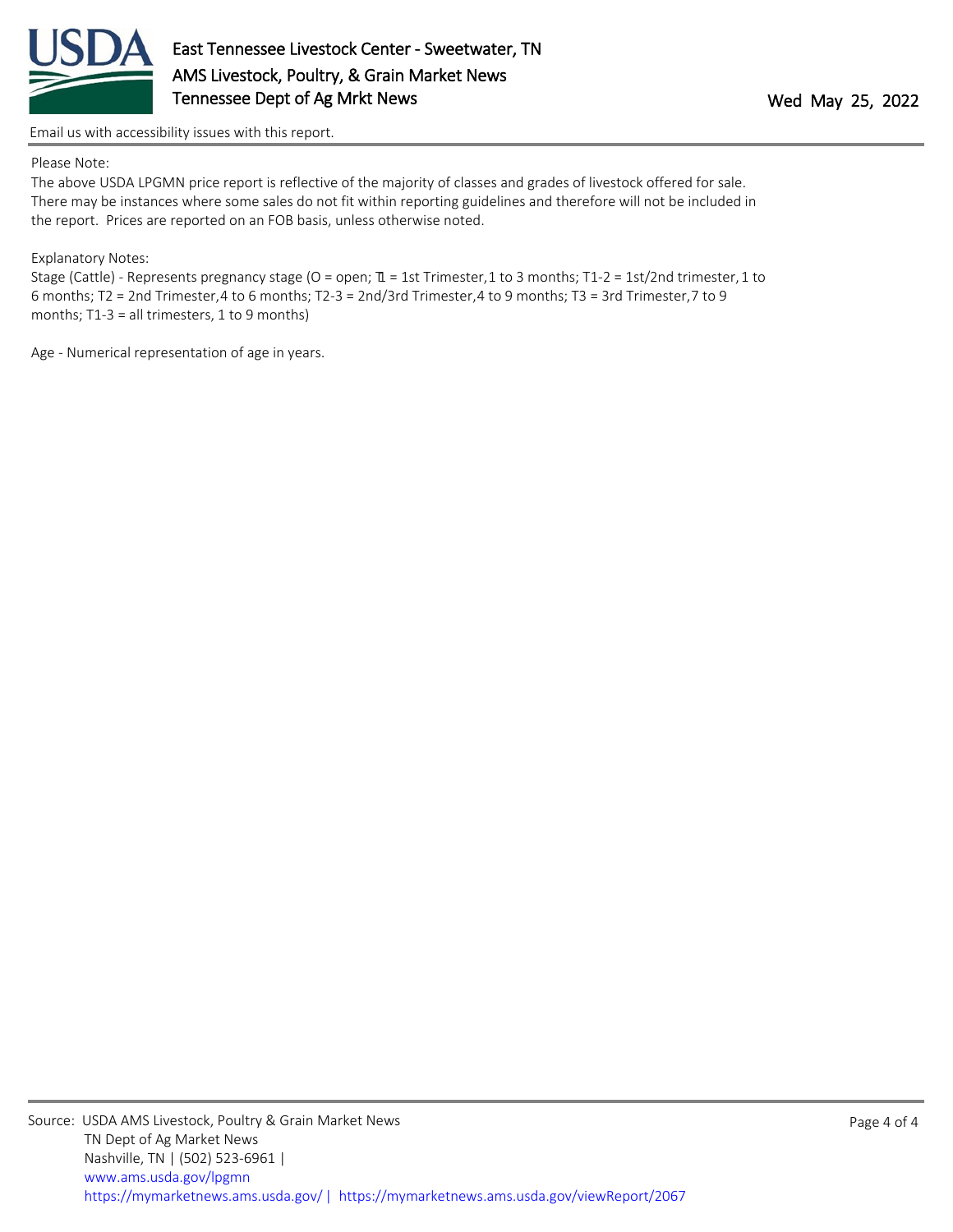Email us with accessibility issues with this report.

Please Note:
The above USDA LPGMN price report is reflective of the majority of classes and grades of livestock offered for sale. There may be instances where some sales do not fit within reporting guidelines and therefore will not be included in the report. Prices are reported on an FOB basis, unless otherwise noted.

Explanatory Notes:
Stage (Cattle) - Represents pregnancy stage (O = open; T1 = 1st Trimester,1 to 3 months; T1-2 = 1st/2nd trimester, 1 to 6 months; T2 = 2nd Trimester,4 to 6 months; T2-3 = 2nd/3rd Trimester,4 to 9 months; T3 = 3rd Trimester,7 to 9 months; T1-3 = all trimesters, 1 to 9 months)

Age - Numerical representation of age in years.

Source: USDA AMS Livestock, Poultry & Grain Market News
TN Dept of Ag Market News
Nashville, TN | (502) 523-6961 |
www.ams.usda.gov/lpgmn
https://mymarketnews.ams.usda.gov/ | https://mymarketnews.ams.usda.gov/viewReport/2067